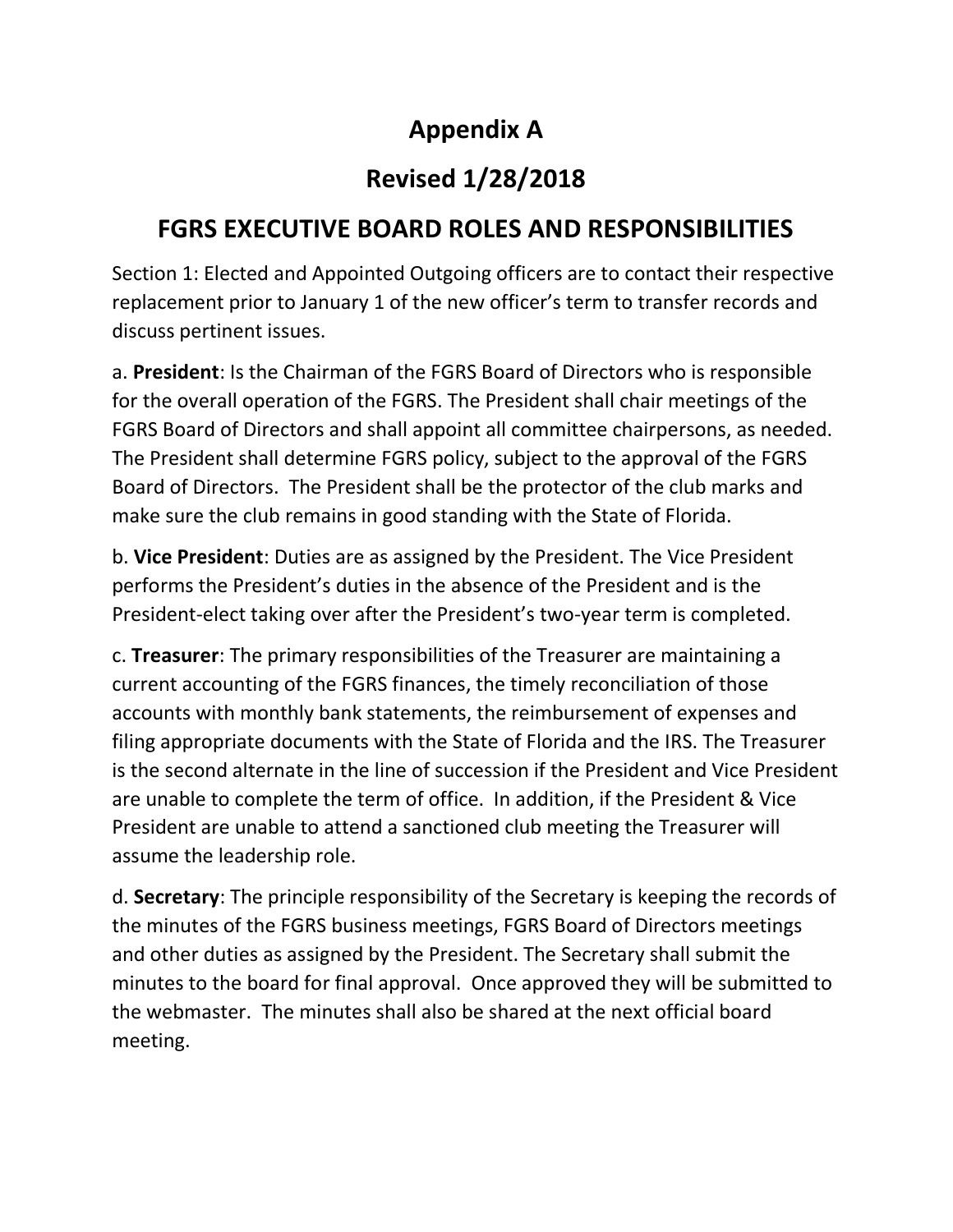# Appendix A

# Revised 1/28/2018

## FGRS EXECUTIVE BOARD ROLES AND RESPONSIBILITIES

Section 1: Elected and Appointed Outgoing officers are to contact their respective replacement prior to January 1 of the new officer's term to transfer records and discuss pertinent issues.

a. **President**: Is the Chairman of the FGRS Board of Directors who is responsible for the overall operation of the FGRS. The President shall chair meetings of the FGRS Board of Directors and shall appoint all committee chairpersons, as needed. The President shall determine FGRS policy, subject to the approval of the FGRS Board of Directors. The President shall be the protector of the club marks and make sure the club remains in good standing with the State of Florida.

b. **Vice President**: Duties are as assigned by the President. The Vice President performs the President's duties in the absence of the President and is the President-elect taking over after the President's two-year term is completed.

c. **Treasurer**: The primary responsibilities of the Treasurer are maintaining a current accounting of the FGRS finances, the timely reconciliation of those accounts with monthly bank statements, the reimbursement of expenses and filing appropriate documents with the State of Florida and the IRS. The Treasurer is the second alternate in the line of succession if the President and Vice President are unable to complete the term of office. In addition, if the President & Vice President are unable to attend a sanctioned club meeting the Treasurer will assume the leadership role.

d. **Secretary**: The principle responsibility of the Secretary is keeping the records of the minutes of the FGRS business meetings, FGRS Board of Directors meetings and other duties as assigned by the President. The Secretary shall submit the minutes to the board for final approval. Once approved they will be submitted to the webmaster. The minutes shall also be shared at the next official board meeting.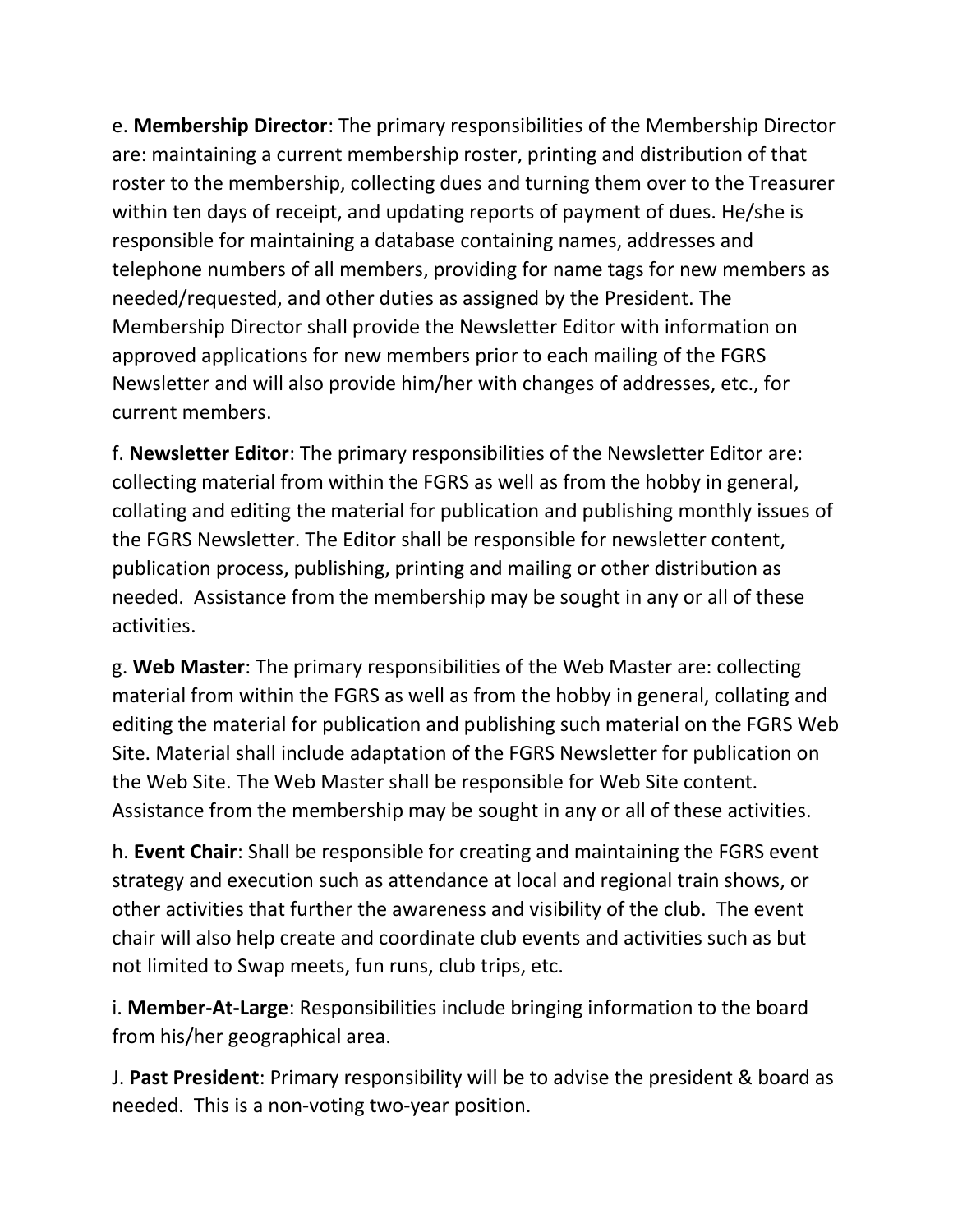e. **Membership Director**: The primary responsibilities of the Membership Director are: maintaining a current membership roster, printing and distribution of that roster to the membership, collecting dues and turning them over to the Treasurer within ten days of receipt, and updating reports of payment of dues. He/she is responsible for maintaining a database containing names, addresses and telephone numbers of all members, providing for name tags for new members as needed/requested, and other duties as assigned by the President. The Membership Director shall provide the Newsletter Editor with information on approved applications for new members prior to each mailing of the FGRS Newsletter and will also provide him/her with changes of addresses, etc., for current members.

f. **Newsletter Editor**: The primary responsibilities of the Newsletter Editor are: collecting material from within the FGRS as well as from the hobby in general, collating and editing the material for publication and publishing monthly issues of the FGRS Newsletter. The Editor shall be responsible for newsletter content, publication process, publishing, printing and mailing or other distribution as needed. Assistance from the membership may be sought in any or all of these activities.

g. **Web Master**: The primary responsibilities of the Web Master are: collecting material from within the FGRS as well as from the hobby in general, collating and editing the material for publication and publishing such material on the FGRS Web Site. Material shall include adaptation of the FGRS Newsletter for publication on the Web Site. The Web Master shall be responsible for Web Site content. Assistance from the membership may be sought in any or all of these activities.

h. **Event Chair**: Shall be responsible for creating and maintaining the FGRS event strategy and execution such as attendance at local and regional train shows, or other activities that further the awareness and visibility of the club. The event chair will also help create and coordinate club events and activities such as but not limited to Swap meets, fun runs, club trips, etc.

i. **Member-At-Large**: Responsibilities include bringing information to the board from his/her geographical area.

J. **Past President**: Primary responsibility will be to advise the president & board as needed. This is a non-voting two-year position.